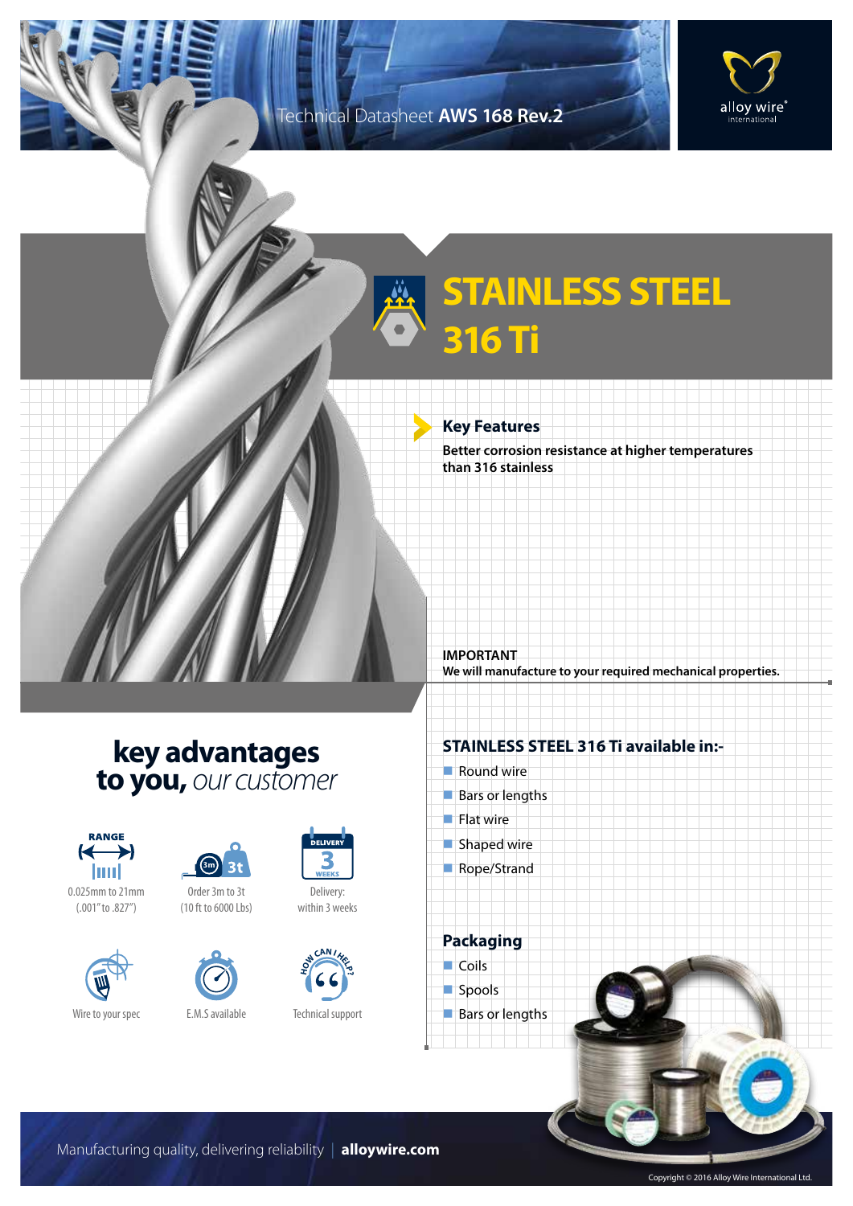Technical Datasheet **AWS 168 Rev.2**

# STAINLESS STEEL 316 Ti

## Key Features

**Better corrosion resistance at higher temperatures than 316 stainless**

**IMPORTANT**
**We will manufacture to your required mechanical properties.**

## key advantages to you, *our customer*

- RANGE: 0.025mm to 21mm (.001" to .827")
- Order 3m to 3t (10 ft to 6000 Lbs)
- Delivery: within 3 weeks
- Wire to your spec
- E.M.S available
- Technical support

## STAINLESS STEEL 316 Ti available in:-

- Round wire
- Bars or lengths
- Flat wire
- Shaped wire
- Rope/Strand

## Packaging

- Coils
- Spools
- Bars or lengths

Manufacturing quality, delivering reliability | **alloywire.com**

Copyright © 2016 Alloy Wire International Ltd.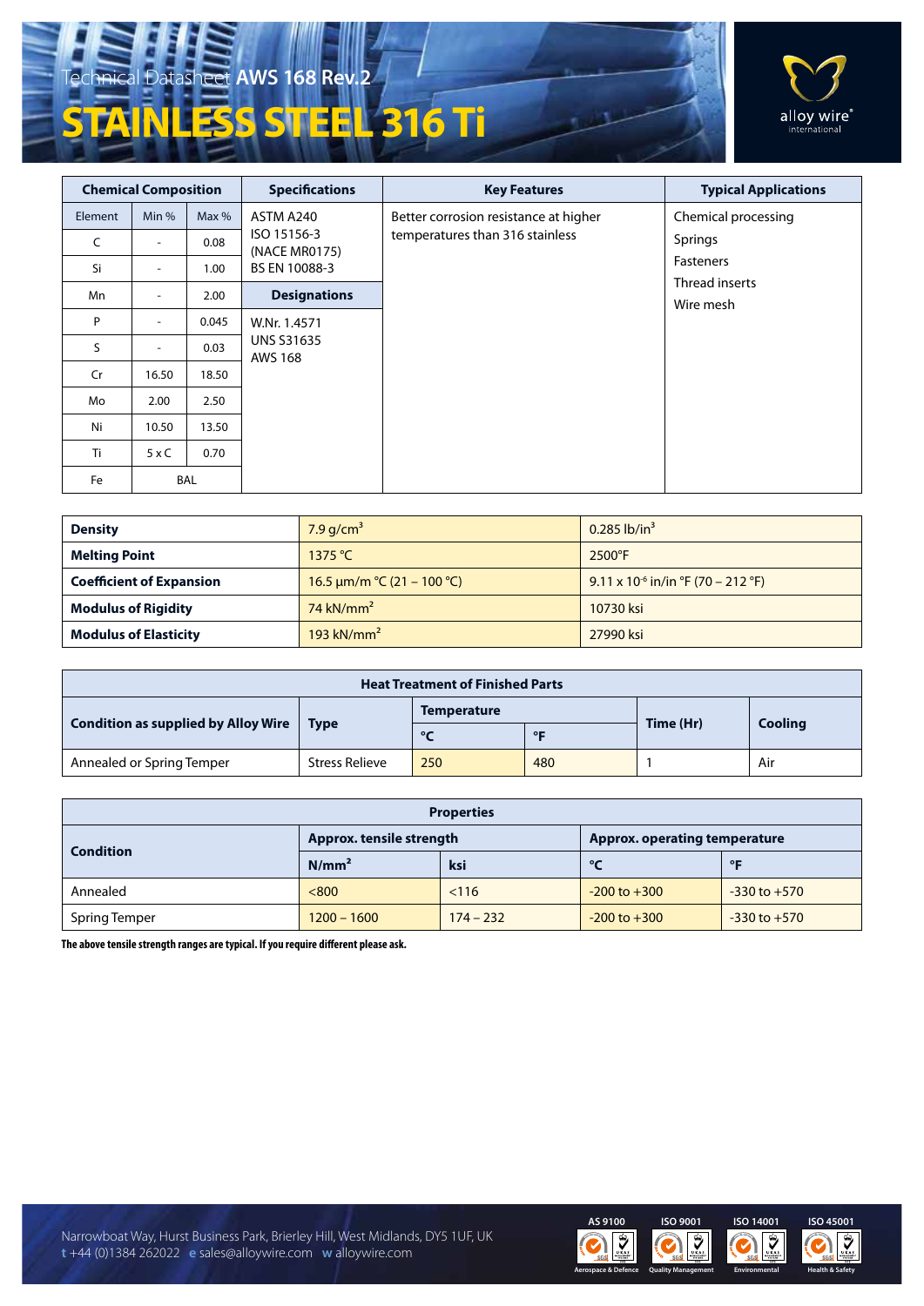Technical Datasheet **AWS 168 Rev.2**

# STAINLESS STEEL 316 Ti

| Chemical Composition | | | Specifications | Key Features | Typical Applications |
|---|---|---|---|---|---|
| Element | Min % | Max % | ASTM A240<br>ISO 15156-3 (NACE MR0175)<br>BS EN 10088-3 | Better corrosion resistance at higher temperatures than 316 stainless | Chemical processing<br>Springs<br>Fasteners<br>Thread inserts<br>Wire mesh |
| C | - | 0.08 | | | |
| Si | - | 1.00 | | | |
| Mn | - | 2.00 | **Designations** | | |
| P | - | 0.045 | W.Nr. 1.4571<br>UNS S31635<br>AWS 168 | | |
| S | - | 0.03 | | | |
| Cr | 16.50 | 18.50 | | | |
| Mo | 2.00 | 2.50 | | | |
| Ni | 10.50 | 13.50 | | | |
| Ti | 5 x C | 0.70 | | | |
| Fe | BAL | | | | |

| | | |
|---|---|---|
| **Density** | 7.9 g/cm$^3$ | 0.285 lb/in$^3$ |
| **Melting Point** | 1375 °C | 2500°F |
| **Coefficient of Expansion** | 16.5 μm/m °C (21 – 100 °C) | 9.11 x $10^{-6}$ in/in °F (70 – 212 °F) |
| **Modulus of Rigidity** | 74 kN/mm$^2$ | 10730 ksi |
| **Modulus of Elasticity** | 193 kN/mm$^2$ | 27990 ksi |

| Heat Treatment of Finished Parts | | | | | |
|---|---|---|---|---|---|
| **Condition as supplied by Alloy Wire** | **Type** | **Temperature** | | **Time (Hr)** | **Cooling** |
| | | **°C** | **°F** | | |
| Annealed or Spring Temper | Stress Relieve | 250 | 480 | 1 | Air |

| Properties | | | | |
|---|---|---|---|---|
| **Condition** | **Approx. tensile strength** | | **Approx. operating temperature** | |
| | **N/mm$^2$** | **ksi** | **°C** | **°F** |
| Annealed | <800 | <116 | -200 to +300 | -330 to +570 |
| Spring Temper | 1200 – 1600 | 174 – 232 | -200 to +300 | -330 to +570 |

**The above tensile strength ranges are typical. If you require different please ask.**

Narrowboat Way, Hurst Business Park, Brierley Hill, West Midlands, DY5 1UF, UK
**t** +44 (0)1384 262022 **e** sales@alloywire.com **w** alloywire.com

AS 9100 Aerospace & Defence | ISO 9001 Quality Management | ISO 14001 Environmental | ISO 45001 Health & Safety